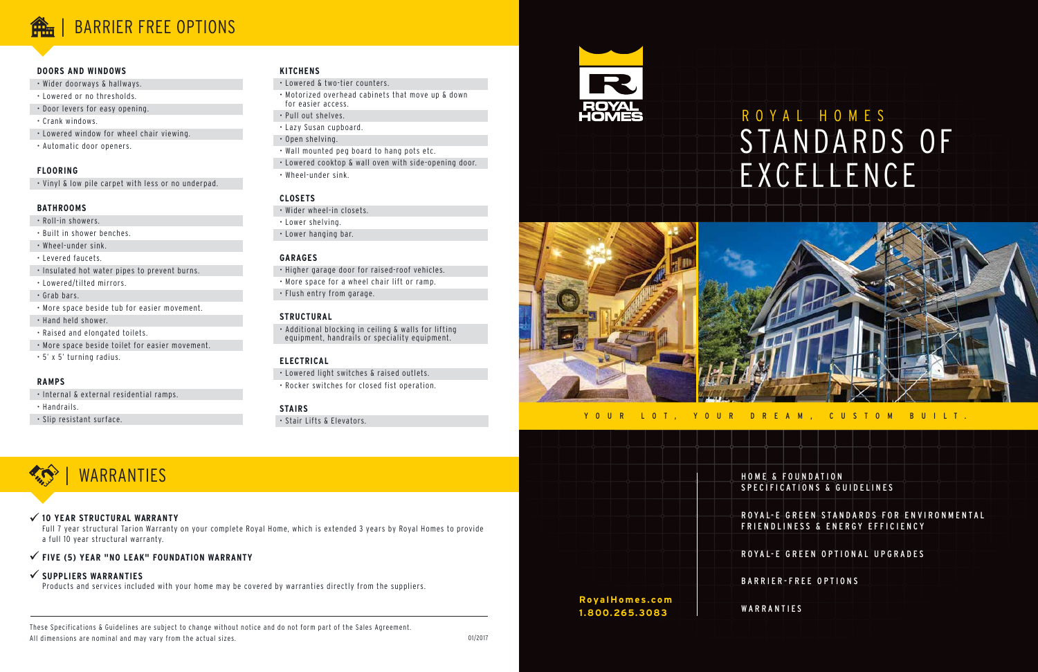# BARRIER FREE OPTIONS

### DOORS AND WINDOWS

- Wider doorways & hallways.
- Lowered or no thresholds.
- Door levers for easy opening.
- Crank windows.
- Lowered window for wheel chair viewing.
- Automatic door openers.

### FLOORING

- Vinyl & low pile carpet with less or no underpad.

### BATHROOMS

- Roll-in showers.
- Built in shower benches.
- Wheel-under sink.
- Levered faucets.
- Insulated hot water pipes to prevent burns.
- Lowered/tilted mirrors.
- Grab bars.
- More space beside tub for easier movement.
- Hand held shower.
- Raised and elongated toilets.
- More space beside toilet for easier movement.
- 5' x 5' turning radius.

### RAMPS

- Internal & external residential ramps.
- Handrails.
- Slip resistant surface.

### KITCHENS

- Lowered & two-tier counters.
- Motorized overhead cabinets that move up & down for easier access.
- Pull out shelves.
- Lazy Susan cupboard.
- Open shelving.
- Wall mounted peg board to hang pots etc.
- Lowered cooktop & wall oven with side-opening door.
- Wheel-under sink.

### CLOSETS

- Wider wheel-in closets.
- Lower shelving.
- Lower hanging bar.

### GARAGES

- Higher garage door for raised-roof vehicles.
- More space for a wheel chair lift or ramp.
- Flush entry from garage.

### STRUCTURAL

- Additional blocking in ceiling & walls for lifting equipment, handrails or speciality equipment.

### ELECTRICAL

- Lowered light switches & raised outlets.
- Rocker switches for closed fist operation.

### STAIRS

- Stair Lifts & Elevators.

# WARRANTIES

✓ **10 YEAR STRUCTURAL WARRANTY**

Full 7 year structural Tarion Warranty on your complete Royal Home, which is extended 3 years by Royal Homes to provide a full 10 year structural warranty.

✓ **FIVE (5) YEAR "NO LEAK" FOUNDATION WARRANTY**

✓ **SUPPLIERS WARRANTIES**

Products and services included with your home may be covered by warranties directly from the suppliers.

These Specifications & Guidelines are subject to change without notice and do not form part of the Sales Agreement.
All dimensions are nominal and may vary from the actual sizes.

01/2017

ROYAL HOMES

# ROYAL HOMES STANDARDS OF EXCELLENCE

YOUR LOT, YOUR DREAM, CUSTOM BUILT.

HOME & FOUNDATION SPECIFICATIONS & GUIDELINES

ROYAL-E GREEN STANDARDS FOR ENVIRONMENTAL FRIENDLINESS & ENERGY EFFICIENCY

ROYAL-E GREEN OPTIONAL UPGRADES

BARRIER-FREE OPTIONS

WARRANTIES

**RoyalHomes.com**
**1.800.265.3083**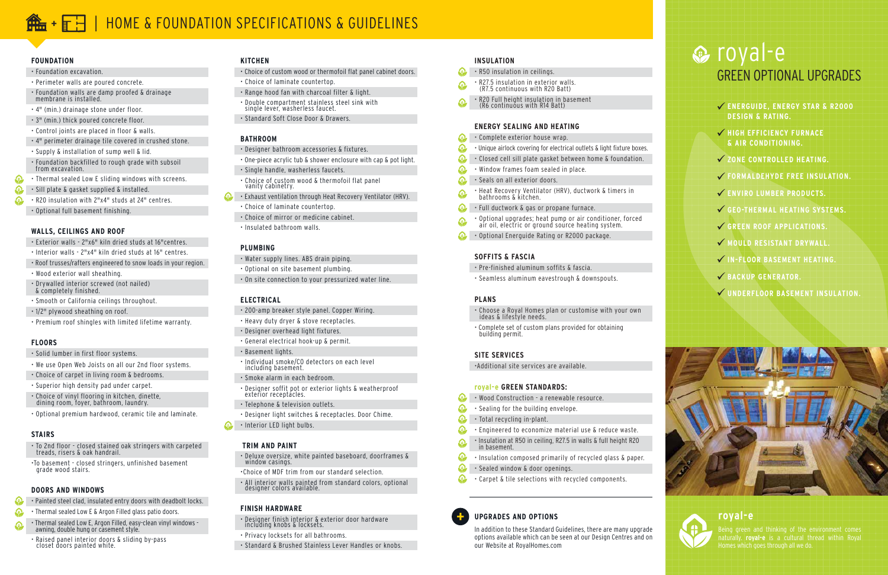# HOME & FOUNDATION SPECIFICATIONS & GUIDELINES

## FOUNDATION

- Foundation excavation.
- Perimeter walls are poured concrete.
- Foundation walls are damp proofed & drainage membrane is installed.
- 4" (min.) drainage stone under floor.
- 3" (min.) thick poured concrete floor.
- Control joints are placed in floor & walls.
- 4" perimeter drainage tile covered in crushed stone.
- Supply & installation of sump well & lid.
- Foundation backfilled to rough grade with subsoil from excavation.
- Thermal sealed Low E sliding windows with screens.
- Sill plate & gasket supplied & installed.
- R20 insulation with 2"x4" studs at 24" centres.
- Optional full basement finishing.

## WALLS, CEILINGS AND ROOF

- Exterior walls - 2"x6" kiln dried studs at 16"centres.
- Interior walls - 2"x4" kiln dried studs at 16" centres.
- Roof trusses/rafters engineered to snow loads in your region.
- Wood exterior wall sheathing.
- Drywalled interior screwed (not nailed) & completely finished.
- Smooth or California ceilings throughout.
- 1/2" plywood sheathing on roof.
- Premium roof shingles with limited lifetime warranty.

## FLOORS

- Solid lumber in first floor systems.
- We use Open Web Joists on all our 2nd floor systems.
- Choice of carpet in living room & bedrooms.
- Superior high density pad under carpet.
- Choice of vinyl flooring in kitchen, dinette, dining room, foyer, bathroom, laundry.
- Optional premium hardwood, ceramic tile and laminate.

## STAIRS

- To 2nd floor - closed stained oak stringers with carpeted treads, risers & oak handrail.
- To basement - closed stringers, unfinished basement grade wood stairs.

## DOORS AND WINDOWS

- Painted steel clad, insulated entry doors with deadbolt locks.
- Thermal sealed Low E & Argon Filled glass patio doors.
- Thermal sealed Low E, Argon Filled, easy-clean vinyl windows - awning, double hung or casement style.
- Raised panel interior doors & sliding by-pass closet doors painted white.

## KITCHEN

- Choice of custom wood or thermofoil flat panel cabinet doors.
- Choice of laminate countertop.
- Range hood fan with charcoal filter & light.
- Double compartment stainless steel sink with single lever, washerless faucet.
- Standard Soft Close Door & Drawers.

## BATHROOM

- Designer bathroom accessories & fixtures.
- One-piece acrylic tub & shower enclosure with cap & pot light.
- Single handle, washerless faucets.
- Choice of custom wood & thermofoil flat panel vanity cabinetry.
- Exhaust ventilation through Heat Recovery Ventilator (HRV).
- Choice of laminate countertop.
- Choice of mirror or medicine cabinet.
- Insulated bathroom walls.

## PLUMBING

- Water supply lines. ABS drain piping.
- Optional on site basement plumbing.
- On site connection to your pressurized water line.

## ELECTRICAL

- 200-amp breaker style panel. Copper Wiring.
- Heavy duty dryer & stove receptacles.
- Designer overhead light fixtures.
- General electrical hook-up & permit.
- Basement lights.
- Individual smoke/CO detectors on each level including basement.
- Smoke alarm in each bedroom.
- Designer soffit pot or exterior lights & weatherproof exterior receptacles.
- Telephone & television outlets.
- Designer light switches & receptacles. Door Chime.
- Interior LED light bulbs.

## TRIM AND PAINT

- Deluxe oversize, white painted baseboard, doorframes & window casings.
- Choice of MDF trim from our standard selection.
- All interior walls painted from standard colors, optional designer colors available.

## FINISH HARDWARE

- Designer finish interior & exterior door hardware including knobs & locksets.
- Privacy locksets for all bathrooms.
- Standard & Brushed Stainless Lever Handles or knobs.

## INSULATION

- R50 insulation in ceilings.
- R27.5 insulation in exterior walls. (R7.5 continuous with R20 Batt)
- R20 Full height insulation in basement (R6 continuous with R14 Batt)

## ENERGY SEALING AND HEATING

- Complete exterior house wrap.
- Unique airlock covering for electrical outlets & light fixture boxes.
- Closed cell sill plate gasket between home & foundation.
- Window frames foam sealed in place.
- Seals on all exterior doors.
- Heat Recovery Ventilator (HRV), ductwork & timers in bathrooms & kitchen.
- Full ductwork & gas or propane furnace.
- Optional upgrades; heat pump or air conditioner, forced air oil, electric or ground source heating system.
- Optional Energuide Rating or R2000 package.

## SOFFITS & FASCIA

- Pre-finished aluminum soffits & fascia.
- Seamless aluminum eavestrough & downspouts.

## PLANS

- Choose a Royal Homes plan or customise with your own ideas & lifestyle needs.
- Complete set of custom plans provided for obtaining building permit.

## SITE SERVICES

- Additional site services are available.

## royal-e GREEN STANDARDS:

- Wood Construction - a renewable resource.
- Sealing for the building envelope.
- Total recycling in-plant.
- Engineered to economize material use & reduce waste.
- Insulation at R50 in ceiling, R27.5 in walls & full height R20 in basement.
- Insulation composed primarily of recycled glass & paper.
- Sealed window & door openings.
- Carpet & tile selections with recycled components.

## UPGRADES AND OPTIONS

In addition to these Standard Guidelines, there are many upgrade options available which can be seen at our Design Centres and on our Website at RoyalHomes.com

# royal-e GREEN OPTIONAL UPGRADES

- ✓ ENERGUIDE, ENERGY STAR & R2000 DESIGN & RATING.
- ✓ HIGH EFFICIENCY FURNACE & AIR CONDITIONING.
- ✓ ZONE CONTROLLED HEATING.
- ✓ FORMALDEHYDE FREE INSULATION.
- ✓ ENVIRO LUMBER PRODUCTS.
- ✓ GEO-THERMAL HEATING SYSTEMS.
- ✓ GREEN ROOF APPLICATIONS.
- ✓ MOULD RESISTANT DRYWALL.
- ✓ IN-FLOOR BASEMENT HEATING.
- ✓ BACKUP GENERATOR.
- ✓ UNDERFLOOR BASEMENT INSULATION.

## royal-e

Being green and thinking of the environment comes naturally. **royal-e** is a cultural thread within Royal Homes which goes through all we do.